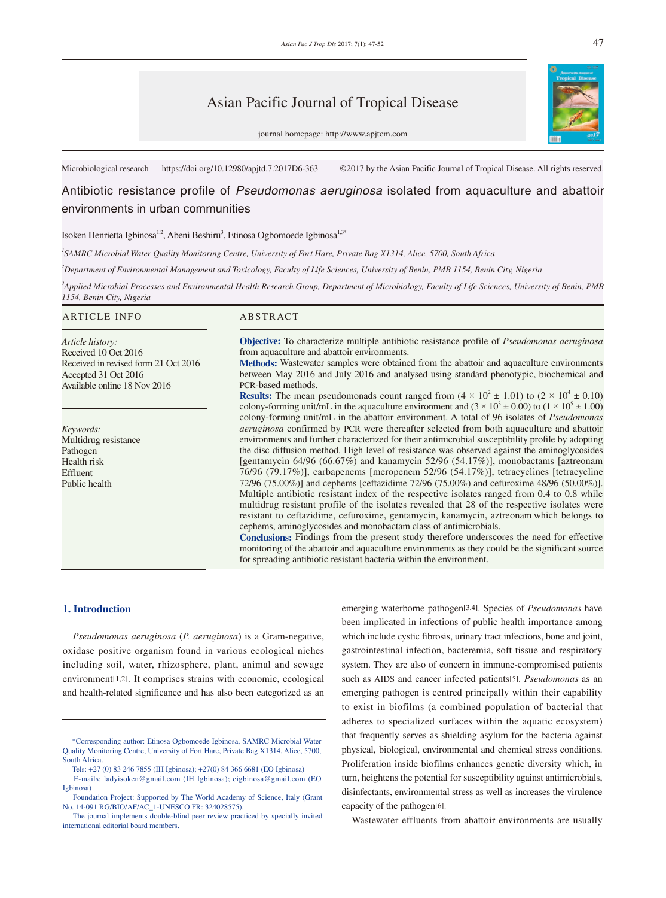Asian Pacific Journal of Tropical Disease

journal homepage: http://www.apjtcm.com

Microbiological research https://doi.org/10.12980/apjtd.7.2017D6-363 ©2017 by the Asian Pacific Journal of Tropical Disease. All rights reserved.

# Antibiotic resistance profile of *Pseudomonas aeruginosa* isolated from aquaculture and abattoir environments in urban communities

Isoken Henrietta Igbinosa[1,2], Abeni Beshiru[3], Etinosa Ogbomoede Igbinosa[1,3*]

[1]SAMRC Microbial Water Quality Monitoring Centre, University of Fort Hare, Private Bag X1314, Alice, 5700, South Africa

[2]Department of Environmental Management and Toxicology, Faculty of Life Sciences, University of Benin, PMB 1154, Benin City, Nigeria

[3]Applied Microbial Processes and Environmental Health Research Group, Department of Microbiology, Faculty of Life Sciences, University of Benin, PMB 1154, Benin City, Nigeria

## ARTICLE INFO

*Article history:*
Received 10 Oct 2016
Received in revised form 21 Oct 2016
Accepted 31 Oct 2016
Available online 18 Nov 2016

*Keywords:*
Multidrug resistance
Pathogen
Health risk
Effluent
Public health

## ABSTRACT

**Objective:** To characterize multiple antibiotic resistance profile of *Pseudomonas aeruginosa* from aquaculture and abattoir environments.

**Methods:** Wastewater samples were obtained from the abattoir and aquaculture environments between May 2016 and July 2016 and analysed using standard phenotypic, biochemical and PCR-based methods.

**Results:** The mean pseudomonads count ranged from ($4 \times 10^2 \pm 1.01$) to ($2 \times 10^4 \pm 0.10$) colony-forming unit/mL in the aquaculture environment and ($3 \times 10^3 \pm 0.00$) to ($1 \times 10^5 \pm 1.00$) colony-forming unit/mL in the abattoir environment. A total of 96 isolates of *Pseudomonas aeruginosa* confirmed by PCR were thereafter selected from both aquaculture and abattoir environments and further characterized for their antimicrobial susceptibility profile by adopting the disc diffusion method. High level of resistance was observed against the aminoglycosides [gentamycin 64/96 (66.67%) and kanamycin 52/96 (54.17%)], monobactams [aztreonam 76/96 (79.17%)], carbapenems [meropenem 52/96 (54.17%)], tetracyclines [tetracycline 72/96 (75.00%)] and cephems [ceftazidime 72/96 (75.00%) and cefuroxime 48/96 (50.00%)]. Multiple antibiotic resistant index of the respective isolates ranged from 0.4 to 0.8 while multidrug resistant profile of the isolates revealed that 28 of the respective isolates were resistant to ceftazidime, cefuroxime, gentamycin, kanamycin, aztreonam which belongs to cephems, aminoglycosides and monobactam class of antimicrobials.

**Conclusions:** Findings from the present study therefore underscores the need for effective monitoring of the abattoir and aquaculture environments as they could be the significant source for spreading antibiotic resistant bacteria within the environment.

## 1. Introduction

*Pseudomonas aeruginosa* (*P. aeruginosa*) is a Gram-negative, oxidase positive organism found in various ecological niches including soil, water, rhizosphere, plant, animal and sewage environment[1,2]. It comprises strains with economic, ecological and health-related significance and has also been categorized as an emerging waterborne pathogen[3,4]. Species of *Pseudomonas* have been implicated in infections of public health importance among which include cystic fibrosis, urinary tract infections, bone and joint, gastrointestinal infection, bacteremia, soft tissue and respiratory system. They are also of concern in immune-compromised patients such as AIDS and cancer infected patients[5]. *Pseudomonas* as an emerging pathogen is centred principally within their capability to exist in biofilms (a combined population of bacterial that adheres to specialized surfaces within the aquatic ecosystem) that frequently serves as shielding asylum for the bacteria against physical, biological, environmental and chemical stress conditions. Proliferation inside biofilms enhances genetic diversity which, in turn, heightens the potential for susceptibility against antimicrobials, disinfectants, environmental stress as well as increases the virulence capacity of the pathogen[6].

Wastewater effluents from abattoir environments are usually

---

*Corresponding author: Etinosa Ogbomoede Igbinosa, SAMRC Microbial Water Quality Monitoring Centre, University of Fort Hare, Private Bag X1314, Alice, 5700, South Africa.

Tels: +27 (0) 83 246 7855 (IH Igbinosa); +27(0) 84 366 6681 (EO Igbinosa)

E-mails: ladyisoken@gmail.com (IH Igbinosa); eigbinosa@gmail.com (EO Igbinosa)

Foundation Project: Supported by The World Academy of Science, Italy (Grant No. 14-091 RG/BIO/AF/AC_1-UNESCO FR: 324028575).

The journal implements double-blind peer review practiced by specially invited international editorial board members.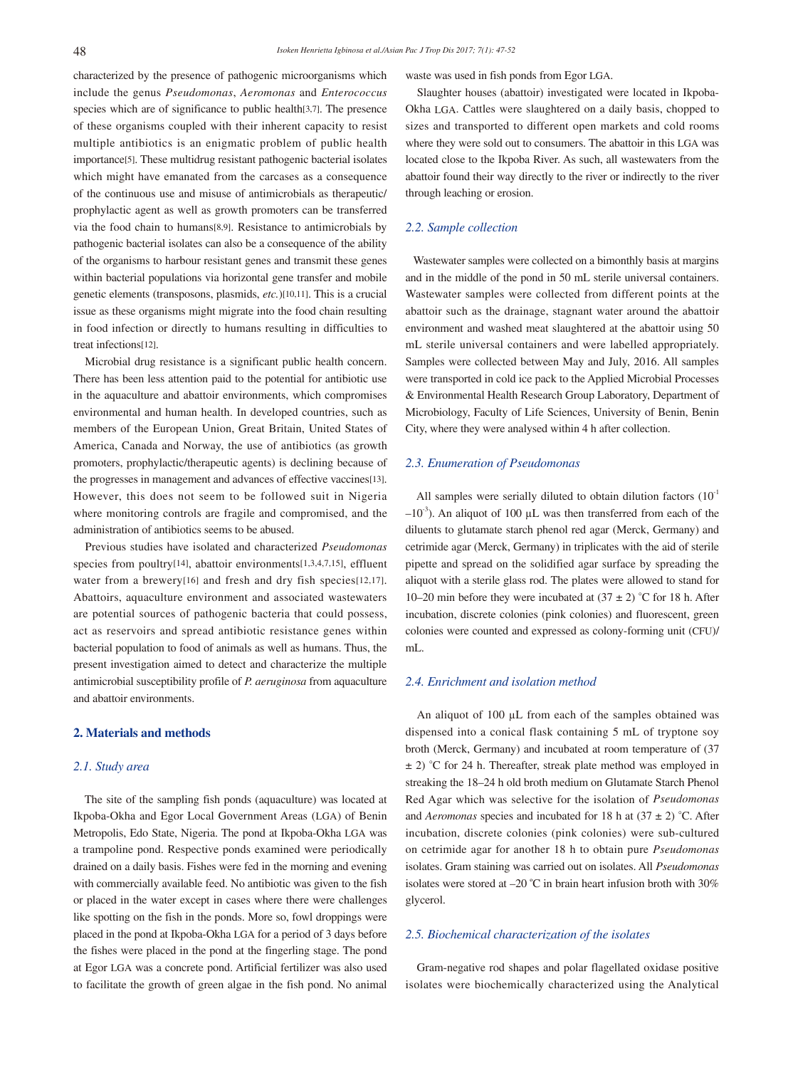characterized by the presence of pathogenic microorganisms which include the genus *Pseudomonas*, *Aeromonas* and *Enterococcus* species which are of significance to public health[3,7]. The presence of these organisms coupled with their inherent capacity to resist multiple antibiotics is an enigmatic problem of public health importance[5]. These multidrug resistant pathogenic bacterial isolates which might have emanated from the carcases as a consequence of the continuous use and misuse of antimicrobials as therapeutic/prophylactic agent as well as growth promoters can be transferred via the food chain to humans[8,9]. Resistance to antimicrobials by pathogenic bacterial isolates can also be a consequence of the ability of the organisms to harbour resistant genes and transmit these genes within bacterial populations via horizontal gene transfer and mobile genetic elements (transposons, plasmids, *etc.*)[10,11]. This is a crucial issue as these organisms might migrate into the food chain resulting in food infection or directly to humans resulting in difficulties to treat infections[12].

Microbial drug resistance is a significant public health concern. There has been less attention paid to the potential for antibiotic use in the aquaculture and abattoir environments, which compromises environmental and human health. In developed countries, such as members of the European Union, Great Britain, United States of America, Canada and Norway, the use of antibiotics (as growth promoters, prophylactic/therapeutic agents) is declining because of the progresses in management and advances of effective vaccines[13]. However, this does not seem to be followed suit in Nigeria where monitoring controls are fragile and compromised, and the administration of antibiotics seems to be abused.

Previous studies have isolated and characterized *Pseudomonas* species from poultry[14], abattoir environments[1,3,4,7,15], effluent water from a brewery[16] and fresh and dry fish species[12,17]. Abattoirs, aquaculture environment and associated wastewaters are potential sources of pathogenic bacteria that could possess, act as reservoirs and spread antibiotic resistance genes within bacterial population to food of animals as well as humans. Thus, the present investigation aimed to detect and characterize the multiple antimicrobial susceptibility profile of *P. aeruginosa* from aquaculture and abattoir environments.

## 2. Materials and methods

### 2.1. Study area

The site of the sampling fish ponds (aquaculture) was located at Ikpoba-Okha and Egor Local Government Areas (LGA) of Benin Metropolis, Edo State, Nigeria. The pond at Ikpoba-Okha LGA was a trampoline pond. Respective ponds examined were periodically drained on a daily basis. Fishes were fed in the morning and evening with commercially available feed. No antibiotic was given to the fish or placed in the water except in cases where there were challenges like spotting on the fish in the ponds. More so, fowl droppings were placed in the pond at Ikpoba-Okha LGA for a period of 3 days before the fishes were placed in the pond at the fingerling stage. The pond at Egor LGA was a concrete pond. Artificial fertilizer was also used to facilitate the growth of green algae in the fish pond. No animal waste was used in fish ponds from Egor LGA.

Slaughter houses (abattoir) investigated were located in Ikpoba-Okha LGA. Cattles were slaughtered on a daily basis, chopped to sizes and transported to different open markets and cold rooms where they were sold out to consumers. The abattoir in this LGA was located close to the Ikpoba River. As such, all wastewaters from the abattoir found their way directly to the river or indirectly to the river through leaching or erosion.

### 2.2. Sample collection

Wastewater samples were collected on a bimonthly basis at margins and in the middle of the pond in 50 mL sterile universal containers. Wastewater samples were collected from different points at the abattoir such as the drainage, stagnant water around the abattoir environment and washed meat slaughtered at the abattoir using 50 mL sterile universal containers and were labelled appropriately. Samples were collected between May and July, 2016. All samples were transported in cold ice pack to the Applied Microbial Processes & Environmental Health Research Group Laboratory, Department of Microbiology, Faculty of Life Sciences, University of Benin, Benin City, where they were analysed within 4 h after collection.

### 2.3. Enumeration of *Pseudomonas*

All samples were serially diluted to obtain dilution factors ($10^{-1}$ –$10^{-3}$). An aliquot of 100 µL was then transferred from each of the diluents to glutamate starch phenol red agar (Merck, Germany) and cetrimide agar (Merck, Germany) in triplicates with the aid of sterile pipette and spread on the solidified agar surface by spreading the aliquot with a sterile glass rod. The plates were allowed to stand for 10–20 min before they were incubated at (37 ± 2) °C for 18 h. After incubation, discrete colonies (pink colonies) and fluorescent, green colonies were counted and expressed as colony-forming unit (CFU)/mL.

### 2.4. Enrichment and isolation method

An aliquot of 100 µL from each of the samples obtained was dispensed into a conical flask containing 5 mL of tryptone soy broth (Merck, Germany) and incubated at room temperature of (37 ± 2) °C for 24 h. Thereafter, streak plate method was employed in streaking the 18–24 h old broth medium on Glutamate Starch Phenol Red Agar which was selective for the isolation of *Pseudomonas* and *Aeromonas* species and incubated for 18 h at (37 ± 2) °C. After incubation, discrete colonies (pink colonies) were sub-cultured on cetrimide agar for another 18 h to obtain pure *Pseudomonas* isolates. Gram staining was carried out on isolates. All *Pseudomonas* isolates were stored at –20 °C in brain heart infusion broth with 30% glycerol.

### 2.5. Biochemical characterization of the isolates

Gram-negative rod shapes and polar flagellated oxidase positive isolates were biochemically characterized using the Analytical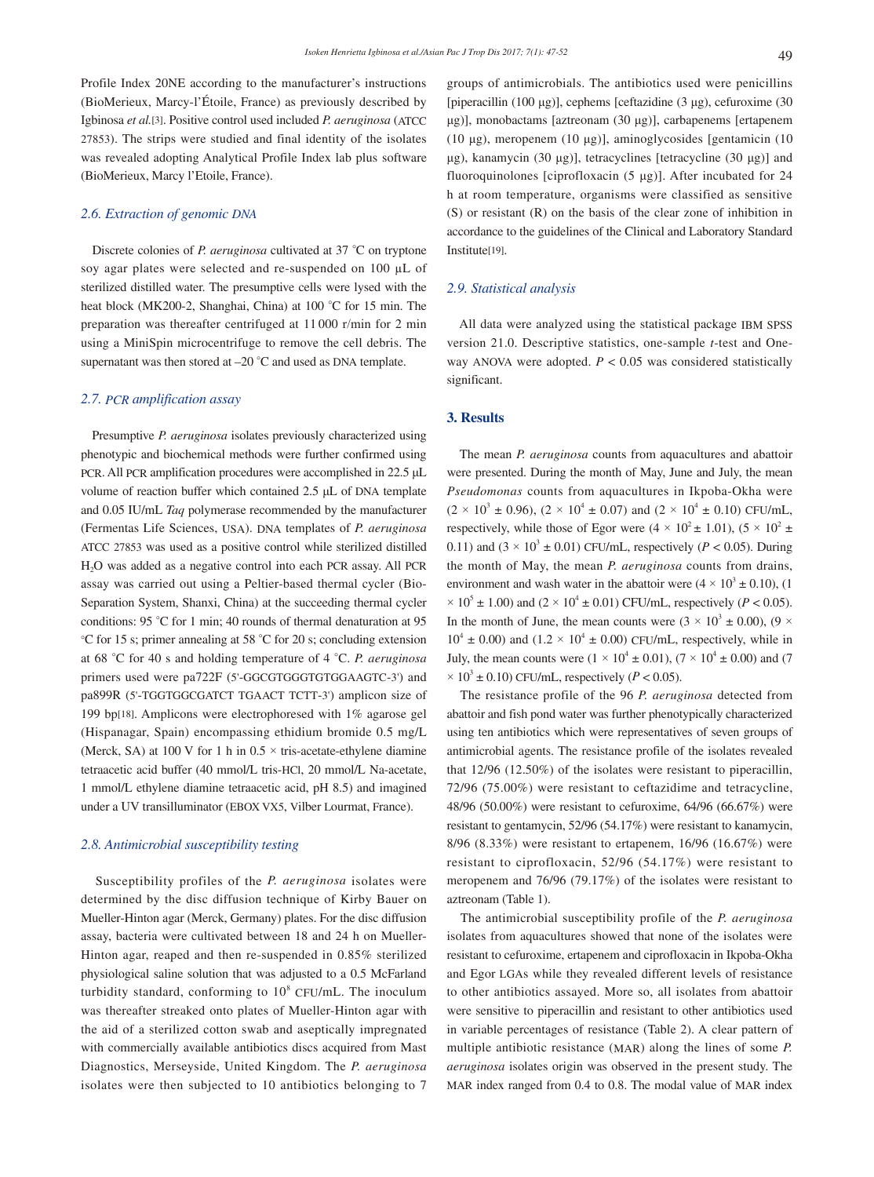Profile Index 20NE according to the manufacturer's instructions (BioMerieux, Marcy-l'Étoile, France) as previously described by Igbinosa *et al.*[3]. Positive control used included *P. aeruginosa* (ATCC 27853). The strips were studied and final identity of the isolates was revealed adopting Analytical Profile Index lab plus software (BioMerieux, Marcy l'Etoile, France).

### *2.6. Extraction of genomic DNA*

Discrete colonies of *P. aeruginosa* cultivated at 37 °C on tryptone soy agar plates were selected and re-suspended on 100 µL of sterilized distilled water. The presumptive cells were lysed with the heat block (MK200-2, Shanghai, China) at 100 °C for 15 min. The preparation was thereafter centrifuged at 11 000 r/min for 2 min using a MiniSpin microcentrifuge to remove the cell debris. The supernatant was then stored at –20 °C and used as DNA template.

### *2.7. PCR amplification assay*

Presumptive *P. aeruginosa* isolates previously characterized using phenotypic and biochemical methods were further confirmed using PCR. All PCR amplification procedures were accomplished in 22.5 µL volume of reaction buffer which contained 2.5 µL of DNA template and 0.05 IU/mL *Taq* polymerase recommended by the manufacturer (Fermentas Life Sciences, USA). DNA templates of *P. aeruginosa* ATCC 27853 was used as a positive control while sterilized distilled $H_2O$ was added as a negative control into each PCR assay. All PCR assay was carried out using a Peltier-based thermal cycler (Bio-Separation System, Shanxi, China) at the succeeding thermal cycler conditions: 95 °C for 1 min; 40 rounds of thermal denaturation at 95 °C for 15 s; primer annealing at 58 °C for 20 s; concluding extension at 68 °C for 40 s and holding temperature of 4 °C. *P. aeruginosa* primers used were pa722F (5'-GGCGTGGGTGTGGAAGTC-3') and pa899R (5'-TGGTGGCGATCT TGAACT TCTT-3') amplicon size of 199 bp[18]. Amplicons were electrophoresed with 1% agarose gel (Hispanagar, Spain) encompassing ethidium bromide 0.5 mg/L (Merck, SA) at 100 V for 1 h in 0.5 × tris-acetate-ethylene diamine tetraacetic acid buffer (40 mmol/L tris-HCl, 20 mmol/L Na-acetate, 1 mmol/L ethylene diamine tetraacetic acid, pH 8.5) and imagined under a UV transilluminator (EBOX VX5, Vilber Lourmat, France).

### *2.8. Antimicrobial susceptibility testing*

Susceptibility profiles of the *P. aeruginosa* isolates were determined by the disc diffusion technique of Kirby Bauer on Mueller-Hinton agar (Merck, Germany) plates. For the disc diffusion assay, bacteria were cultivated between 18 and 24 h on Mueller-Hinton agar, reaped and then re-suspended in 0.85% sterilized physiological saline solution that was adjusted to a 0.5 McFarland turbidity standard, conforming to $10^8$ CFU/mL. The inoculum was thereafter streaked onto plates of Mueller-Hinton agar with the aid of a sterilized cotton swab and aseptically impregnated with commercially available antibiotics discs acquired from Mast Diagnostics, Merseyside, United Kingdom. The *P. aeruginosa* isolates were then subjected to 10 antibiotics belonging to 7 groups of antimicrobials. The antibiotics used were penicillins [piperacillin (100 µg)], cephems [ceftazidine (3 µg), cefuroxime (30 µg)], monobactams [aztreonam (30 µg)], carbapenems [ertapenem (10 µg), meropenem (10 µg)], aminoglycosides [gentamicin (10 µg), kanamycin (30 µg)], tetracyclines [tetracycline (30 µg)] and fluoroquinolones [ciprofloxacin (5 µg)]. After incubated for 24 h at room temperature, organisms were classified as sensitive (S) or resistant (R) on the basis of the clear zone of inhibition in accordance to the guidelines of the Clinical and Laboratory Standard Institute[19].

### *2.9. Statistical analysis*

All data were analyzed using the statistical package IBM SPSS version 21.0. Descriptive statistics, one-sample *t*-test and One-way ANOVA were adopted. $P < 0.05$ was considered statistically significant.

## 3. Results

The mean *P. aeruginosa* counts from aquacultures and abattoir were presented. During the month of May, June and July, the mean *Pseudomonas* counts from aquacultures in Ikpoba-Okha were $(2 \times 10^3 \pm 0.96)$, $(2 \times 10^4 \pm 0.07)$ and $(2 \times 10^4 \pm 0.10)$ CFU/mL, respectively, while those of Egor were $(4 \times 10^2 \pm 1.01)$, $(5 \times 10^2 \pm 0.11)$ and $(3 \times 10^3 \pm 0.01)$ CFU/mL, respectively ($P < 0.05$). During the month of May, the mean *P. aeruginosa* counts from drains, environment and wash water in the abattoir were $(4 \times 10^3 \pm 0.10)$, $(1 \times 10^5 \pm 1.00)$ and $(2 \times 10^4 \pm 0.01)$ CFU/mL, respectively ($P < 0.05$). In the month of June, the mean counts were $(3 \times 10^3 \pm 0.00)$, $(9 \times 10^4 \pm 0.00)$ and $(1.2 \times 10^4 \pm 0.00)$ CFU/mL, respectively, while in July, the mean counts were $(1 \times 10^4 \pm 0.01)$, $(7 \times 10^4 \pm 0.00)$ and $(7 \times 10^3 \pm 0.10)$ CFU/mL, respectively ($P < 0.05$).

The resistance profile of the 96 *P. aeruginosa* detected from abattoir and fish pond water was further phenotypically characterized using ten antibiotics which were representatives of seven groups of antimicrobial agents. The resistance profile of the isolates revealed that 12/96 (12.50%) of the isolates were resistant to piperacillin, 72/96 (75.00%) were resistant to ceftazidime and tetracycline, 48/96 (50.00%) were resistant to cefuroxime, 64/96 (66.67%) were resistant to gentamycin, 52/96 (54.17%) were resistant to kanamycin, 8/96 (8.33%) were resistant to ertapenem, 16/96 (16.67%) were resistant to ciprofloxacin, 52/96 (54.17%) were resistant to meropenem and 76/96 (79.17%) of the isolates were resistant to aztreonam (Table 1).

The antimicrobial susceptibility profile of the *P. aeruginosa* isolates from aquacultures showed that none of the isolates were resistant to cefuroxime, ertapenem and ciprofloxacin in Ikpoba-Okha and Egor LGAs while they revealed different levels of resistance to other antibiotics assayed. More so, all isolates from abattoir were sensitive to piperacillin and resistant to other antibiotics used in variable percentages of resistance (Table 2). A clear pattern of multiple antibiotic resistance (MAR) along the lines of some *P. aeruginosa* isolates origin was observed in the present study. The MAR index ranged from 0.4 to 0.8. The modal value of MAR index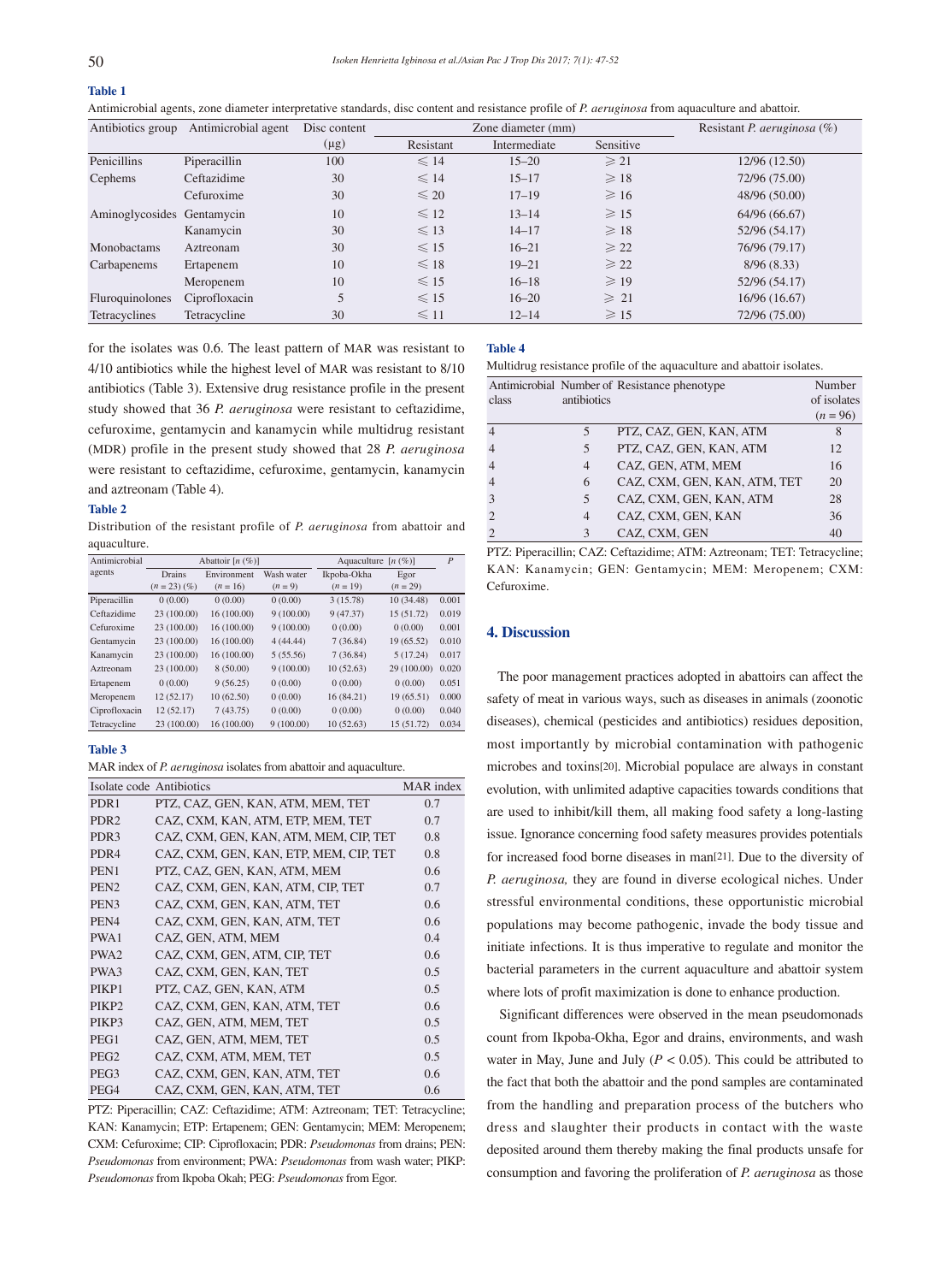**Table 1**

Antimicrobial agents, zone diameter interpretative standards, disc content and resistance profile of *P. aeruginosa* from aquaculture and abattoir.

| Antibiotics group | Antimicrobial agent | Disc content (μg) | Zone diameter (mm) | | | Resistant *P. aeruginosa* (%) |
|---|---|---|---|---|---|---|
| | | | Resistant | Intermediate | Sensitive | |
| Penicillins | Piperacillin | 100 | ≤ 14 | 15–20 | ≥ 21 | 12/96 (12.50) |
| Cephems | Ceftazidime | 30 | ≤ 14 | 15–17 | ≥ 18 | 72/96 (75.00) |
| | Cefuroxime | 30 | ≤ 20 | 17–19 | ≥ 16 | 48/96 (50.00) |
| Aminoglycosides | Gentamycin | 10 | ≤ 12 | 13–14 | ≥ 15 | 64/96 (66.67) |
| | Kanamycin | 30 | ≤ 13 | 14–17 | ≥ 18 | 52/96 (54.17) |
| Monobactams | Aztreonam | 30 | ≤ 15 | 16–21 | ≥ 22 | 76/96 (79.17) |
| Carbapenems | Ertapenem | 10 | ≤ 18 | 19–21 | ≥ 22 | 8/96 (8.33) |
| | Meropenem | 10 | ≤ 15 | 16–18 | ≥ 19 | 52/96 (54.17) |
| Fluroquinolones | Ciprofloxacin | 5 | ≤ 15 | 16–20 | ≥ 21 | 16/96 (16.67) |
| Tetracyclines | Tetracycline | 30 | ≤ 11 | 12–14 | ≥ 15 | 72/96 (75.00) |

for the isolates was 0.6. The least pattern of MAR was resistant to 4/10 antibiotics while the highest level of MAR was resistant to 8/10 antibiotics (Table 3). Extensive drug resistance profile in the present study showed that 36 *P. aeruginosa* were resistant to ceftazidime, cefuroxime, gentamycin and kanamycin while multidrug resistant (MDR) profile in the present study showed that 28 *P. aeruginosa* were resistant to ceftazidime, cefuroxime, gentamycin, kanamycin and aztreonam (Table 4).

**Table 2**

Distribution of the resistant profile of *P. aeruginosa* from abattoir and aquaculture.

| Antimicrobial agents | Abattoir [n (%)] | | | Aquaculture [n (%)] | | *P* |
|---|---|---|---|---|---|---|
| | Drains (n = 23) (%) | Environment (n = 16) | Wash water (n = 9) | Ikpoba-Okha (n = 19) | Egor (n = 29) | |
| Piperacillin | 0 (0.00) | 0 (0.00) | 0 (0.00) | 3 (15.78) | 10 (34.48) | 0.001 |
| Ceftazidime | 23 (100.00) | 16 (100.00) | 9 (100.00) | 9 (47.37) | 15 (51.72) | 0.019 |
| Cefuroxime | 23 (100.00) | 16 (100.00) | 9 (100.00) | 0 (0.00) | 0 (0.00) | 0.001 |
| Gentamycin | 23 (100.00) | 16 (100.00) | 4 (44.44) | 7 (36.84) | 19 (65.52) | 0.010 |
| Kanamycin | 23 (100.00) | 16 (100.00) | 5 (55.56) | 7 (36.84) | 5 (17.24) | 0.017 |
| Aztreonam | 23 (100.00) | 8 (50.00) | 9 (100.00) | 10 (52.63) | 29 (100.00) | 0.020 |
| Ertapenem | 0 (0.00) | 9 (56.25) | 0 (0.00) | 0 (0.00) | 0 (0.00) | 0.051 |
| Meropenem | 12 (52.17) | 10 (62.50) | 0 (0.00) | 16 (84.21) | 19 (65.51) | 0.000 |
| Ciprofloxacin | 12 (52.17) | 7 (43.75) | 0 (0.00) | 0 (0.00) | 0 (0.00) | 0.040 |
| Tetracycline | 23 (100.00) | 16 (100.00) | 9 (100.00) | 10 (52.63) | 15 (51.72) | 0.034 |

**Table 3**

MAR index of *P. aeruginosa* isolates from abattoir and aquaculture.

| Isolate code | Antibiotics | MAR index |
|---|---|---|
| PDR1 | PTZ, CAZ, GEN, KAN, ATM, MEM, TET | 0.7 |
| PDR2 | CAZ, CXM, KAN, ATM, ETP, MEM, TET | 0.7 |
| PDR3 | CAZ, CXM, GEN, KAN, ATM, MEM, CIP, TET | 0.8 |
| PDR4 | CAZ, CXM, GEN, KAN, ETP, MEM, CIP, TET | 0.8 |
| PEN1 | PTZ, CAZ, GEN, KAN, ATM, MEM | 0.6 |
| PEN2 | CAZ, CXM, GEN, KAN, ATM, CIP, TET | 0.7 |
| PEN3 | CAZ, CXM, GEN, KAN, ATM, TET | 0.6 |
| PEN4 | CAZ, CXM, GEN, KAN, ATM, TET | 0.6 |
| PWA1 | CAZ, GEN, ATM, MEM | 0.4 |
| PWA2 | CAZ, CXM, GEN, ATM, CIP, TET | 0.6 |
| PWA3 | CAZ, CXM, GEN, KAN, TET | 0.5 |
| PIKP1 | PTZ, CAZ, GEN, KAN, ATM | 0.5 |
| PIKP2 | CAZ, CXM, GEN, KAN, ATM, TET | 0.6 |
| PIKP3 | CAZ, GEN, ATM, MEM, TET | 0.5 |
| PEG1 | CAZ, GEN, ATM, MEM, TET | 0.5 |
| PEG2 | CAZ, CXM, ATM, MEM, TET | 0.5 |
| PEG3 | CAZ, CXM, GEN, KAN, ATM, TET | 0.6 |
| PEG4 | CAZ, CXM, GEN, KAN, ATM, TET | 0.6 |

PTZ: Piperacillin; CAZ: Ceftazidime; ATM: Aztreonam; TET: Tetracycline; KAN: Kanamycin; ETP: Ertapenem; GEN: Gentamycin; MEM: Meropenem; CXM: Cefuroxime; CIP: Ciprofloxacin; PDR: *Pseudomonas* from drains; PEN: *Pseudomonas* from environment; PWA: *Pseudomonas* from wash water; PIKP: *Pseudomonas* from Ikpoba Okah; PEG: *Pseudomonas* from Egor.

**Table 4**

Multidrug resistance profile of the aquaculture and abattoir isolates.

| Antimicrobial class | Number of antibiotics | Resistance phenotype | Number of isolates (n = 96) |
|---|---|---|---|
| 4 | 5 | PTZ, CAZ, GEN, KAN, ATM | 8 |
| 4 | 5 | PTZ, CAZ, GEN, KAN, ATM | 12 |
| 4 | 4 | CAZ, GEN, ATM, MEM | 16 |
| 4 | 6 | CAZ, CXM, GEN, KAN, ATM, TET | 20 |
| 3 | 5 | CAZ, CXM, GEN, KAN, ATM | 28 |
| 2 | 4 | CAZ, CXM, GEN, KAN | 36 |
| 2 | 3 | CAZ, CXM, GEN | 40 |

PTZ: Piperacillin; CAZ: Ceftazidime; ATM: Aztreonam; TET: Tetracycline; KAN: Kanamycin; GEN: Gentamycin; MEM: Meropenem; CXM: Cefuroxime.

## 4. Discussion

The poor management practices adopted in abattoirs can affect the safety of meat in various ways, such as diseases in animals (zoonotic diseases), chemical (pesticides and antibiotics) residues deposition, most importantly by microbial contamination with pathogenic microbes and toxins[20]. Microbial populace are always in constant evolution, with unlimited adaptive capacities towards conditions that are used to inhibit/kill them, all making food safety a long-lasting issue. Ignorance concerning food safety measures provides potentials for increased food borne diseases in man[21]. Due to the diversity of *P. aeruginosa,* they are found in diverse ecological niches. Under stressful environmental conditions, these opportunistic microbial populations may become pathogenic, invade the body tissue and initiate infections. It is thus imperative to regulate and monitor the bacterial parameters in the current aquaculture and abattoir system where lots of profit maximization is done to enhance production.

Significant differences were observed in the mean pseudomonads count from Ikpoba-Okha, Egor and drains, environments, and wash water in May, June and July ($P < 0.05$). This could be attributed to the fact that both the abattoir and the pond samples are contaminated from the handling and preparation process of the butchers who dress and slaughter their products in contact with the waste deposited around them thereby making the final products unsafe for consumption and favoring the proliferation of *P. aeruginosa* as those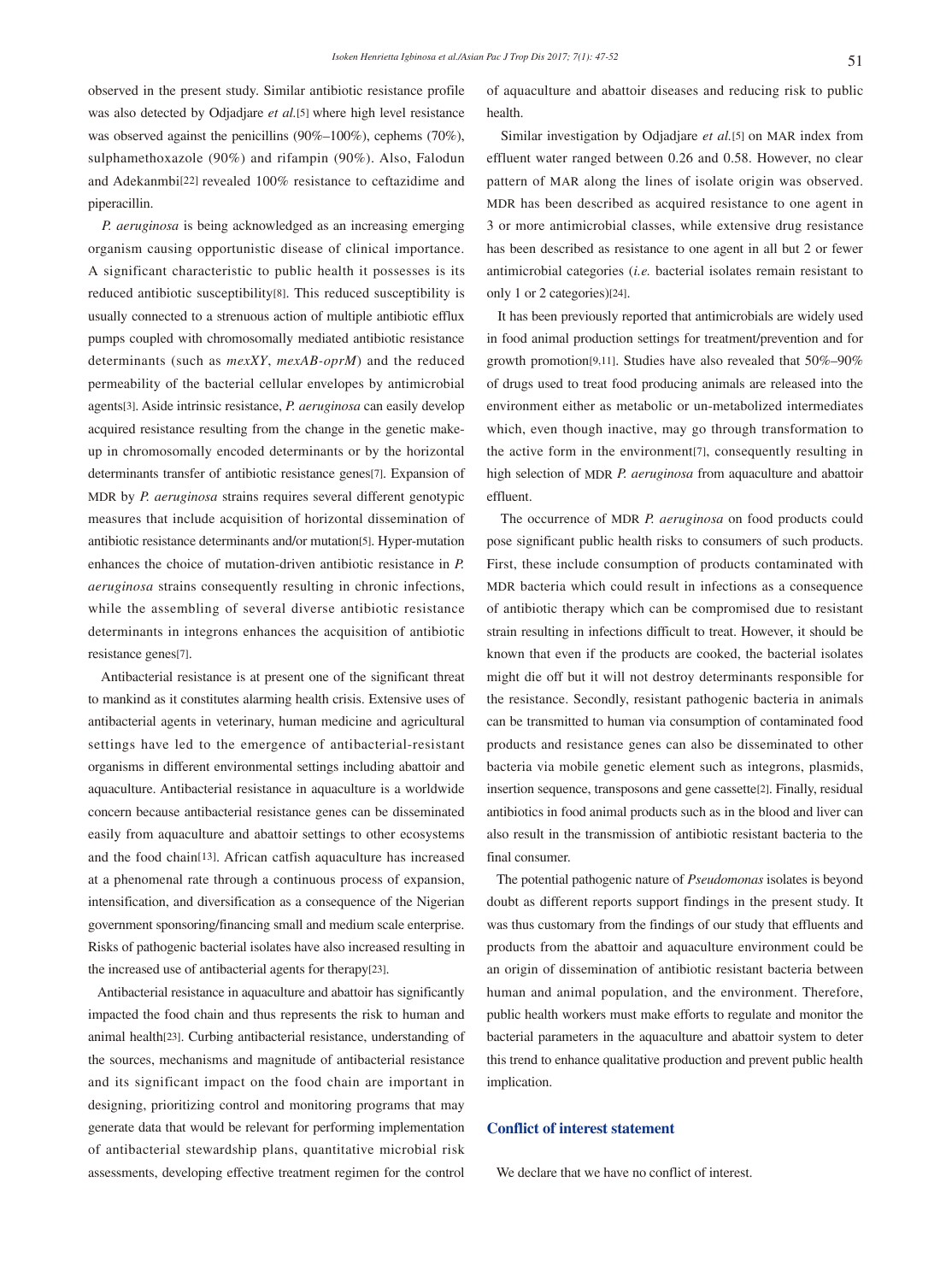observed in the present study. Similar antibiotic resistance profile was also detected by Odjadjare *et al.*[5] where high level resistance was observed against the penicillins (90%–100%), cephems (70%), sulphamethoxazole (90%) and rifampin (90%). Also, Falodun and Adekanmbi[22] revealed 100% resistance to ceftazidime and piperacillin.

*P. aeruginosa* is being acknowledged as an increasing emerging organism causing opportunistic disease of clinical importance. A significant characteristic to public health it possesses is its reduced antibiotic susceptibility[8]. This reduced susceptibility is usually connected to a strenuous action of multiple antibiotic efflux pumps coupled with chromosomally mediated antibiotic resistance determinants (such as *mexXY*, *mexAB-oprM*) and the reduced permeability of the bacterial cellular envelopes by antimicrobial agents[3]. Aside intrinsic resistance, *P. aeruginosa* can easily develop acquired resistance resulting from the change in the genetic make-up in chromosomally encoded determinants or by the horizontal determinants transfer of antibiotic resistance genes[7]. Expansion of MDR by *P. aeruginosa* strains requires several different genotypic measures that include acquisition of horizontal dissemination of antibiotic resistance determinants and/or mutation[5]. Hyper-mutation enhances the choice of mutation-driven antibiotic resistance in *P. aeruginosa* strains consequently resulting in chronic infections, while the assembling of several diverse antibiotic resistance determinants in integrons enhances the acquisition of antibiotic resistance genes[7].

Antibacterial resistance is at present one of the significant threat to mankind as it constitutes alarming health crisis. Extensive uses of antibacterial agents in veterinary, human medicine and agricultural settings have led to the emergence of antibacterial-resistant organisms in different environmental settings including abattoir and aquaculture. Antibacterial resistance in aquaculture is a worldwide concern because antibacterial resistance genes can be disseminated easily from aquaculture and abattoir settings to other ecosystems and the food chain[13]. African catfish aquaculture has increased at a phenomenal rate through a continuous process of expansion, intensification, and diversification as a consequence of the Nigerian government sponsoring/financing small and medium scale enterprise. Risks of pathogenic bacterial isolates have also increased resulting in the increased use of antibacterial agents for therapy[23].

Antibacterial resistance in aquaculture and abattoir has significantly impacted the food chain and thus represents the risk to human and animal health[23]. Curbing antibacterial resistance, understanding of the sources, mechanisms and magnitude of antibacterial resistance and its significant impact on the food chain are important in designing, prioritizing control and monitoring programs that may generate data that would be relevant for performing implementation of antibacterial stewardship plans, quantitative microbial risk assessments, developing effective treatment regimen for the control of aquaculture and abattoir diseases and reducing risk to public health.

Similar investigation by Odjadjare *et al.*[5] on MAR index from effluent water ranged between 0.26 and 0.58. However, no clear pattern of MAR along the lines of isolate origin was observed. MDR has been described as acquired resistance to one agent in 3 or more antimicrobial classes, while extensive drug resistance has been described as resistance to one agent in all but 2 or fewer antimicrobial categories (*i.e.* bacterial isolates remain resistant to only 1 or 2 categories)[24].

It has been previously reported that antimicrobials are widely used in food animal production settings for treatment/prevention and for growth promotion[9,11]. Studies have also revealed that 50%–90% of drugs used to treat food producing animals are released into the environment either as metabolic or un-metabolized intermediates which, even though inactive, may go through transformation to the active form in the environment[7], consequently resulting in high selection of MDR *P. aeruginosa* from aquaculture and abattoir effluent.

The occurrence of MDR *P. aeruginosa* on food products could pose significant public health risks to consumers of such products. First, these include consumption of products contaminated with MDR bacteria which could result in infections as a consequence of antibiotic therapy which can be compromised due to resistant strain resulting in infections difficult to treat. However, it should be known that even if the products are cooked, the bacterial isolates might die off but it will not destroy determinants responsible for the resistance. Secondly, resistant pathogenic bacteria in animals can be transmitted to human via consumption of contaminated food products and resistance genes can also be disseminated to other bacteria via mobile genetic element such as integrons, plasmids, insertion sequence, transposons and gene cassette[2]. Finally, residual antibiotics in food animal products such as in the blood and liver can also result in the transmission of antibiotic resistant bacteria to the final consumer.

The potential pathogenic nature of *Pseudomonas* isolates is beyond doubt as different reports support findings in the present study. It was thus customary from the findings of our study that effluents and products from the abattoir and aquaculture environment could be an origin of dissemination of antibiotic resistant bacteria between human and animal population, and the environment. Therefore, public health workers must make efforts to regulate and monitor the bacterial parameters in the aquaculture and abattoir system to deter this trend to enhance qualitative production and prevent public health implication.

## Conflict of interest statement

We declare that we have no conflict of interest.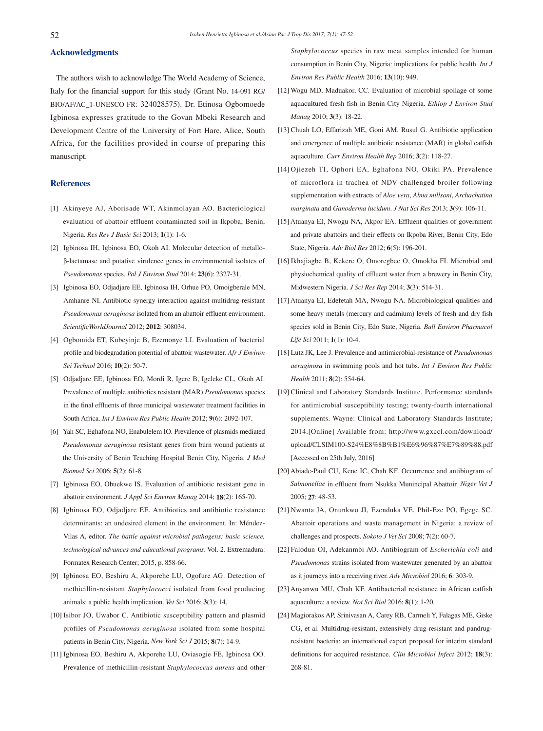## Acknowledgments

The authors wish to acknowledge The World Academy of Science, Italy for the financial support for this study (Grant No. 14-091 RG/BIO/AF/AC_1-UNESCO FR: 324028575). Dr. Etinosa Ogbomoede Igbinosa expresses gratitude to the Govan Mbeki Research and Development Centre of the University of Fort Hare, Alice, South Africa, for the facilities provided in course of preparing this manuscript.

## References

[1] Akinyeye AJ, Aborisade WT, Akinmolayan AO. Bacteriological evaluation of abattoir effluent contaminated soil in Ikpoba, Benin, Nigeria. *Res Rev J Basic Sci* 2013; **1**(1): 1-6.

[2] Igbinosa IH, Igbinosa EO, Okoh AI. Molecular detection of metallo-β-lactamase and putative virulence genes in environmental isolates of *Pseudomonas* species. *Pol J Environ Stud* 2014; **23**(6): 2327-31.

[3] Igbinosa EO, Odjadjare EE, Igbinosa IH, Orhue PO, Omoigberale MN, Amhanre NI. Antibiotic synergy interaction against multidrug-resistant *Pseudomonas aeruginosa* isolated from an abattoir effluent environment. *ScientificWorldJournal* 2012; **2012**: 308034.

[4] Ogbomida ET, Kubeyinje B, Ezemonye LI. Evaluation of bacterial profile and biodegradation potential of abattoir wastewater. *Afr J Environ Sci Technol* 2016; **10**(2): 50-7.

[5] Odjadjare EE, Igbinosa EO, Mordi R, Igere B, Igeleke CL, Okoh AI. Prevalence of multiple antibiotics resistant (MAR) *Pseudomonas* species in the final effluents of three municipal wastewater treatment facilities in South Africa. *Int J Environ Res Public Health* 2012; **9**(6): 2092-107.

[6] Yah SC, Eghafona NO, Enabulelem IO. Prevalence of plasmids mediated *Pseudomonas aeruginosa* resistant genes from burn wound patients at the University of Benin Teaching Hospital Benin City, Nigeria. *J Med Biomed Sci* 2006; **5**(2): 61-8.

[7] Igbinosa EO, Obuekwe IS. Evaluation of antibiotic resistant gene in abattoir environment. *J Appl Sci Environ Manag* 2014; **18**(2): 165-70.

[8] Igbinosa EO, Odjadjare EE. Antibiotics and antibiotic resistance determinants: an undesired element in the environment. In: Méndez-Vilas A, editor. *The battle against microbial pathogens: basic science, technological advances and educational programs*. Vol. 2. Extremadura: Formatex Research Center; 2015, p. 858-66.

[9] Igbinosa EO, Beshiru A, Akporehe LU, Ogofure AG. Detection of methicillin-resistant *Staphylococci* isolated from food producing animals: a public health implication. *Vet Sci* 2016; **3**(3): 14.

[10] Isibor JO, Uwabor C. Antibiotic susceptibility pattern and plasmid profiles of *Pseudomonas aeruginosa* isolated from some hospital patients in Benin City, Nigeria. *New York Sci J* 2015; **8**(7): 14-9.

[11] Igbinosa EO, Beshiru A, Akporehe LU, Oviasogie FE, Igbinosa OO. Prevalence of methicillin-resistant *Staphylococcus aureus* and other *Staphylococcus* species in raw meat samples intended for human consumption in Benin City, Nigeria: implications for public health. *Int J Environ Res Public Health* 2016; **13**(10): 949.

[12] Wogu MD, Maduakor, CC. Evaluation of microbial spoilage of some aquacultured fresh fish in Benin City Nigeria. *Ethiop J Environ Stud Manag* 2010; **3**(3): 18-22.

[13] Chuah LO, Effarizah ME, Goni AM, Rusul G. Antibiotic application and emergence of multiple antibiotic resistance (MAR) in global catfish aquaculture. *Curr Environ Health Rep* 2016; **3**(2): 118-27.

[14] Ojiezeh TI, Ophori EA, Eghafona NO, Okiki PA. Prevalence of microflora in trachea of NDV challenged broiler following supplementation with extracts of *Aloe vera*, *Alma millsoni*, *Archachatina marginata* and *Ganoderma lucidum*. *J Nat Sci Res* 2013; **3**(9): 106-11.

[15] Atuanya EI, Nwogu NA, Akpor EA. Effluent qualities of government and private abattoirs and their effects on Ikpoba River, Benin City, Edo State, Nigeria. *Adv Biol Res* 2012; **6**(5): 196-201.

[16] Ikhajiagbe B, Kekere O, Omoregbee O, Omokha FI. Microbial and physiochemical quality of effluent water from a brewery in Benin City, Midwestern Nigeria. *J Sci Res Rep* 2014; **3**(3): 514-31.

[17] Atuanya EI, Edefetah MA, Nwogu NA. Microbiological qualities and some heavy metals (mercury and cadmium) levels of fresh and dry fish species sold in Benin City, Edo State, Nigeria. *Bull Environ Pharmacol Life Sci* 2011; **1**(1): 10-4.

[18] Lutz JK, Lee J. Prevalence and antimicrobial-resistance of *Pseudomonas aeruginosa* in swimming pools and hot tubs. *Int J Environ Res Public Health* 2011; **8**(2): 554-64.

[19] Clinical and Laboratory Standards Institute. Performance standards for antimicrobial susceptibility testing; twenty-fourth international supplements. Wayne: Clinical and Laboratory Standards Institute; 2014.[Online] Available from: http://www.gxccl.com/download/upload/CLSIM100-S24%E8%8B%B1%E6%96%87%E7%89%88.pdf [Accessed on 25th July, 2016]

[20] Abiade-Paul CU, Kene IC, Chah KF. Occurrence and antibiogram of *Salmonellae* in effluent from Nsukka Munincipal Abattoir. *Niger Vet J* 2005; **27**: 48-53.

[21] Nwanta JA, Onunkwo JI, Ezenduka VE, Phil-Eze PO, Egege SC. Abattoir operations and waste management in Nigeria: a review of challenges and prospects. *Sokoto J Vet Sci* 2008; **7**(2): 60-7.

[22] Falodun OI, Adekanmbi AO. Antibiogram of *Escherichia coli* and *Pseudomonas* strains isolated from wastewater generated by an abattoir as it journeys into a receiving river. *Adv Microbiol* 2016; **6**: 303-9.

[23] Anyanwu MU, Chah KF. Antibacterial resistance in African catfish aquaculture: a review. *Not Sci Biol* 2016; **8**(1): 1-20.

[24] Magiorakos AP, Srinivasan A, Carey RB, Carmeli Y, Falagas ME, Giske CG, et al. Multidrug-resistant, extensively drug-resistant and pandrug-resistant bacteria: an international expert proposal for interim standard definitions for acquired resistance. *Clin Microbiol Infect* 2012; **18**(3): 268-81.